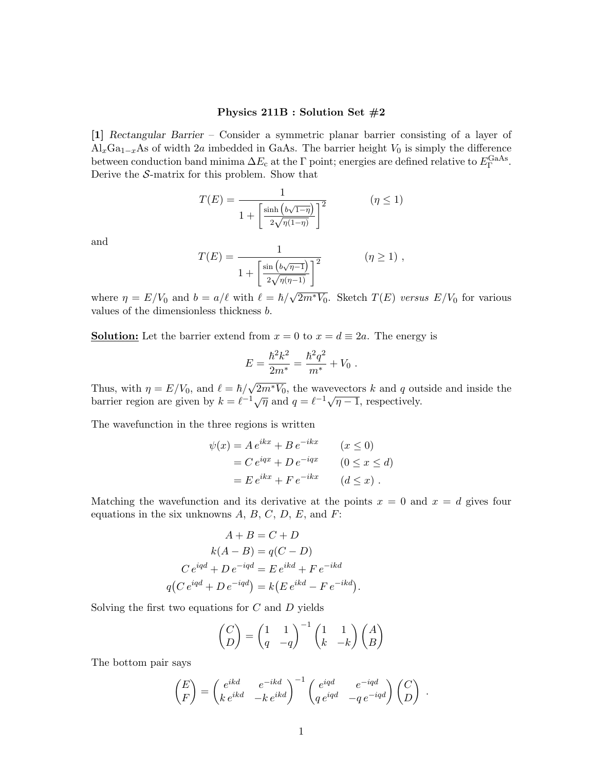**Physics 211B : Solution Set #2**

**[1]** *Rectangular Barrier* – Consider a symmetric planar barrier consisting of a layer of $\mathrm{Al}_x\mathrm{Ga}_{1-x}\mathrm{As}$ of width $2a$ imbedded in GaAs. The barrier height $V_0$ is simply the difference between conduction band minima $\Delta E_c$ at the $\Gamma$ point; energies are defined relative to $E_\Gamma^{\mathrm{GaAs}}$. Derive the $\mathcal{S}$-matrix for this problem. Show that

$$T(E) = \frac{1}{1 + \left[\frac{\sinh\left(b\sqrt{1-\eta}\right)}{2\sqrt{\eta(1-\eta)}}\right]^2} \qquad (\eta \le 1)$$

and

$$T(E) = \frac{1}{1 + \left[\frac{\sin\left(b\sqrt{\eta-1}\right)}{2\sqrt{\eta(\eta-1)}}\right]^2} \qquad (\eta \ge 1) \ ,$$

where $\eta = E/V_0$ and $b = a/\ell$ with $\ell = \hbar/\sqrt{2m^* V_0}$. Sketch $T(E)$ *versus* $E/V_0$ for various values of the dimensionless thickness $b$.

**Solution:** Let the barrier extend from $x = 0$ to $x = d \equiv 2a$. The energy is

$$E = \frac{\hbar^2 k^2}{2m^*} = \frac{\hbar^2 q^2}{m^*} + V_0 \ .$$

Thus, with $\eta = E/V_0$, and $\ell = \hbar/\sqrt{2m^* V_0}$, the wavevectors $k$ and $q$ outside and inside the barrier region are given by $k = \ell^{-1}\sqrt{\eta}$ and $q = \ell^{-1}\sqrt{\eta - 1}$, respectively.

The wavefunction in the three regions is written

$$\begin{aligned}
\psi(x) &= A\, e^{ikx} + B\, e^{-ikx} \qquad (x \le 0) \\
&= C\, e^{iqx} + D\, e^{-iqx} \qquad (0 \le x \le d) \\
&= E\, e^{ikx} + F\, e^{-ikx} \qquad (d \le x) \ .
\end{aligned}$$

Matching the wavefunction and its derivative at the points $x = 0$ and $x = d$ gives four equations in the six unknowns $A$, $B$, $C$, $D$, $E$, and $F$:

$$\begin{aligned}
A + B &= C + D \\
k(A - B) &= q(C - D) \\
C\, e^{iqd} + D\, e^{-iqd} &= E\, e^{ikd} + F\, e^{-ikd} \\
q\big(C\, e^{iqd} + D\, e^{-iqd}\big) &= k\big(E\, e^{ikd} - F\, e^{-ikd}\big).
\end{aligned}$$

Solving the first two equations for $C$ and $D$ yields

$$\begin{pmatrix} C \\ D \end{pmatrix} = \begin{pmatrix} 1 & 1 \\ q & -q \end{pmatrix}^{-1} \begin{pmatrix} 1 & 1 \\ k & -k \end{pmatrix} \begin{pmatrix} A \\ B \end{pmatrix}$$

The bottom pair says

$$\begin{pmatrix} E \\ F \end{pmatrix} = \begin{pmatrix} e^{ikd} & e^{-ikd} \\ k\, e^{ikd} & -k\, e^{ikd} \end{pmatrix}^{-1} \begin{pmatrix} e^{iqd} & e^{-iqd} \\ q\, e^{iqd} & -q\, e^{-iqd} \end{pmatrix} \begin{pmatrix} C \\ D \end{pmatrix} \ .$$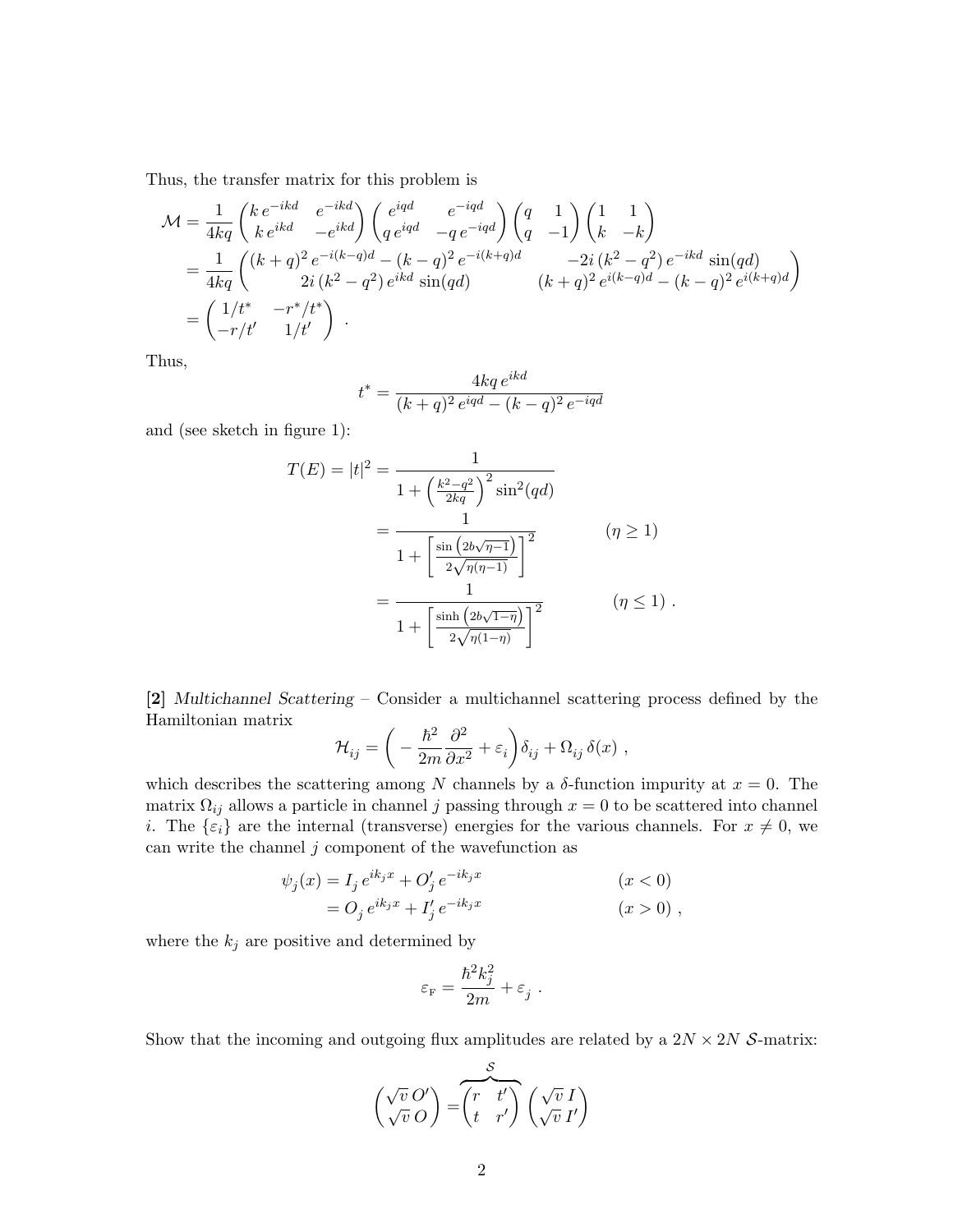Thus, the transfer matrix for this problem is

$$
\begin{aligned}
\mathcal{M} &= \frac{1}{4kq}\begin{pmatrix} k\,e^{-ikd} & e^{-ikd} \\ k\,e^{ikd} & -e^{ikd} \end{pmatrix}\begin{pmatrix} e^{iqd} & e^{-iqd} \\ q\,e^{iqd} & -q\,e^{-iqd} \end{pmatrix}\begin{pmatrix} q & 1 \\ q & -1 \end{pmatrix}\begin{pmatrix} 1 & 1 \\ k & -k \end{pmatrix} \\
&= \frac{1}{4kq}\begin{pmatrix} (k+q)^2\,e^{-i(k-q)d} - (k-q)^2\,e^{-i(k+q)d} & -2i\,(k^2-q^2)\,e^{-ikd}\,\sin(qd) \\ 2i\,(k^2-q^2)\,e^{ikd}\,\sin(qd) & (k+q)^2\,e^{i(k-q)d} - (k-q)^2\,e^{i(k+q)d} \end{pmatrix} \\
&= \begin{pmatrix} 1/t^* & -r^*/t^* \\ -r/t' & 1/t' \end{pmatrix} \ .
\end{aligned}
$$

Thus,

$$
t^* = \frac{4kq\,e^{ikd}}{(k+q)^2\,e^{iqd} - (k-q)^2\,e^{-iqd}}
$$

and (see sketch in figure 1):

$$
\begin{aligned}
T(E) = |t|^2 &= \frac{1}{1 + \left(\frac{k^2-q^2}{2kq}\right)^2 \sin^2(qd)} \\
&= \frac{1}{1 + \left[\frac{\sin\left(2b\sqrt{\eta-1}\right)}{2\sqrt{\eta(\eta-1)}}\right]^2} \qquad\qquad (\eta \geq 1) \\
&= \frac{1}{1 + \left[\frac{\sinh\left(2b\sqrt{1-\eta}\right)}{2\sqrt{\eta(1-\eta)}}\right]^2} \qquad\qquad (\eta \leq 1) \ .
\end{aligned}
$$

**[2]** *Multichannel Scattering* – Consider a multichannel scattering process defined by the Hamiltonian matrix

$$
\mathcal{H}_{ij} = \left( -\frac{\hbar^2}{2m}\frac{\partial^2}{\partial x^2} + \varepsilon_i \right)\delta_{ij} + \Omega_{ij}\,\delta(x) \ ,
$$

which describes the scattering among $N$ channels by a $\delta$-function impurity at $x=0$. The matrix $\Omega_{ij}$ allows a particle in channel $j$ passing through $x=0$ to be scattered into channel $i$. The $\{\varepsilon_i\}$ are the internal (transverse) energies for the various channels. For $x \neq 0$, we can write the channel $j$ component of the wavefunction as

$$
\begin{aligned}
\psi_j(x) &= I_j\,e^{ik_j x} + O'_j\,e^{-ik_j x} \qquad\qquad (x<0) \\
&= O_j\,e^{ik_j x} + I'_j\,e^{-ik_j x} \qquad\qquad (x>0) \ ,
\end{aligned}
$$

where the $k_j$ are positive and determined by

$$
\varepsilon_{\rm F} = \frac{\hbar^2 k_j^2}{2m} + \varepsilon_j \ .
$$

Show that the incoming and outgoing flux amplitudes are related by a $2N \times 2N$ $\mathcal{S}$-matrix:

$$
\begin{pmatrix} \sqrt{v}\,O' \\ \sqrt{v}\,O \end{pmatrix} = \overbrace{\begin{pmatrix} r & t' \\ t & r' \end{pmatrix}}^{\mathcal{S}} \begin{pmatrix} \sqrt{v}\,I \\ \sqrt{v}\,I' \end{pmatrix}
$$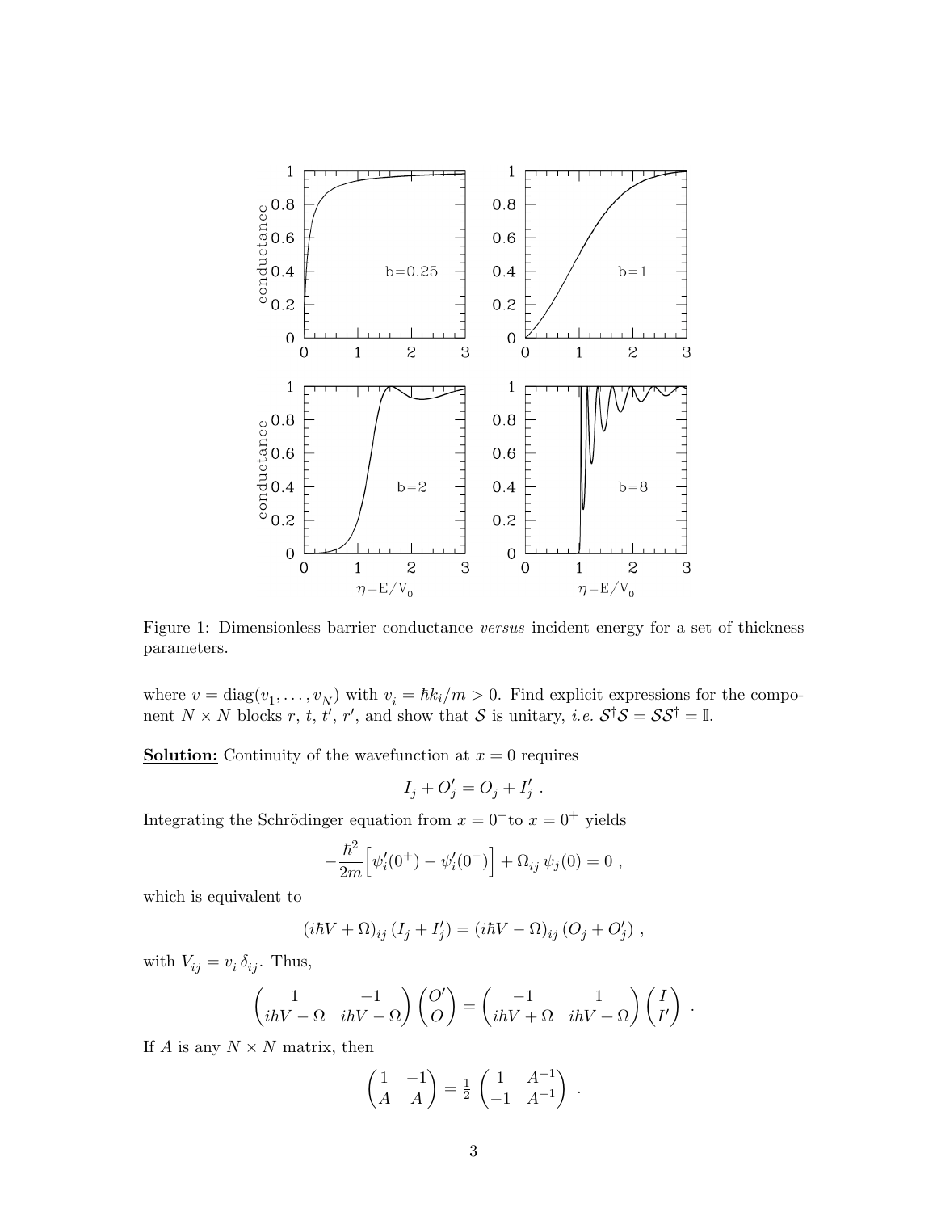Figure 1: Dimensionless barrier conductance *versus* incident energy for a set of thickness parameters.

where $v = \text{diag}(v_1, \ldots, v_N)$ with $v_i = \hbar k_i/m > 0$. Find explicit expressions for the component $N \times N$ blocks $r$, $t$, $t'$, $r'$, and show that $\mathcal{S}$ is unitary, *i.e.* $\mathcal{S}^\dagger \mathcal{S} = \mathcal{S}\mathcal{S}^\dagger = \mathbb{I}$.

**Solution:** Continuity of the wavefunction at $x = 0$ requires

$$I_j + O'_j = O_j + I'_j \ .$$

Integrating the Schrödinger equation from $x = 0^-$to $x = 0^+$ yields

$$-\frac{\hbar^2}{2m}\Big[\psi'_i(0^+) - \psi'_i(0^-)\Big] + \Omega_{ij}\,\psi_j(0) = 0 \ ,$$

which is equivalent to

$$(i\hbar V + \Omega)_{ij}\,(I_j + I'_j) = (i\hbar V - \Omega)_{ij}\,(O_j + O'_j) \ ,$$

with $V_{ij} = v_i\,\delta_{ij}$. Thus,

$$\begin{pmatrix} 1 & -1 \\ i\hbar V - \Omega & i\hbar V - \Omega \end{pmatrix} \begin{pmatrix} O' \\ O \end{pmatrix} = \begin{pmatrix} -1 & 1 \\ i\hbar V + \Omega & i\hbar V + \Omega \end{pmatrix} \begin{pmatrix} I \\ I' \end{pmatrix} \ .$$

If $A$ is any $N \times N$ matrix, then

$$\begin{pmatrix} 1 & -1 \\ A & A \end{pmatrix} = \tfrac{1}{2} \begin{pmatrix} 1 & A^{-1} \\ -1 & A^{-1} \end{pmatrix} \ .$$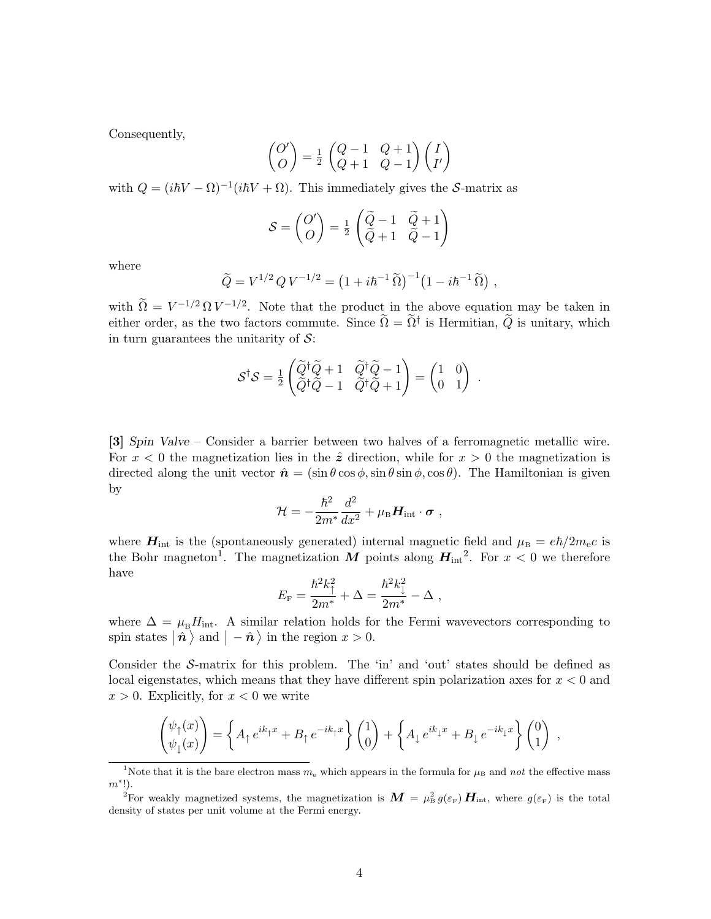Consequently,

$$\begin{pmatrix} O' \\ O \end{pmatrix} = \tfrac{1}{2} \begin{pmatrix} Q-1 & Q+1 \\ Q+1 & Q-1 \end{pmatrix} \begin{pmatrix} I \\ I' \end{pmatrix}$$

with $Q = (i\hbar V - \Omega)^{-1}(i\hbar V + \Omega)$. This immediately gives the $\mathcal{S}$-matrix as

$$\mathcal{S} = \begin{pmatrix} O' \\ O \end{pmatrix} = \tfrac{1}{2} \begin{pmatrix} \widetilde{Q}-1 & \widetilde{Q}+1 \\ \widetilde{Q}+1 & \widetilde{Q}-1 \end{pmatrix}$$

where

$$\widetilde{Q} = V^{1/2}\, Q\, V^{-1/2} = \big(1 + i\hbar^{-1}\,\widetilde{\Omega}\big)^{-1}\big(1 - i\hbar^{-1}\,\widetilde{\Omega}\big) ,$$

with $\widetilde{\Omega} = V^{-1/2}\,\Omega\,V^{-1/2}$. Note that the product in the above equation may be taken in either order, as the two factors commute. Since $\widetilde{\Omega} = \widetilde{\Omega}^\dagger$ is Hermitian, $\widetilde{Q}$ is unitary, which in turn guarantees the unitarity of $\mathcal{S}$:

$$\mathcal{S}^\dagger \mathcal{S} = \tfrac{1}{2} \begin{pmatrix} \widetilde{Q}^\dagger \widetilde{Q} + 1 & \widetilde{Q}^\dagger \widetilde{Q} - 1 \\ \widetilde{Q}^\dagger \widetilde{Q} - 1 & \widetilde{Q}^\dagger \widetilde{Q} + 1 \end{pmatrix} = \begin{pmatrix} 1 & 0 \\ 0 & 1 \end{pmatrix} .$$

**[3]** *Spin Valve* – Consider a barrier between two halves of a ferromagnetic metallic wire. For $x < 0$ the magnetization lies in the $\hat{\boldsymbol{z}}$ direction, while for $x > 0$ the magnetization is directed along the unit vector $\hat{\boldsymbol{n}} = (\sin\theta\cos\phi, \sin\theta\sin\phi, \cos\theta)$. The Hamiltonian is given by

$$\mathcal{H} = -\frac{\hbar^2}{2m^*}\frac{d^2}{dx^2} + \mu_{\rm B}\boldsymbol{H}_{\rm int}\cdot\boldsymbol{\sigma} ,$$

where $\boldsymbol{H}_{\rm int}$ is the (spontaneously generated) internal magnetic field and $\mu_{\rm B} = e\hbar/2m_{\rm e}c$ is the Bohr magneton[1]. The magnetization $\boldsymbol{M}$ points along $\boldsymbol{H}_{\rm int}$[2]. For $x < 0$ we therefore have

$$E_{\rm F} = \frac{\hbar^2 k_\uparrow^2}{2m^*} + \Delta = \frac{\hbar^2 k_\downarrow^2}{2m^*} - \Delta ,$$

where $\Delta = \mu_{\rm B} H_{\rm int}$. A similar relation holds for the Fermi wavevectors corresponding to spin states $\big|\,\hat{\boldsymbol{n}}\,\big\rangle$ and $\big|-\hat{\boldsymbol{n}}\,\big\rangle$ in the region $x > 0$.

Consider the $\mathcal{S}$-matrix for this problem. The 'in' and 'out' states should be defined as local eigenstates, which means that they have different spin polarization axes for $x < 0$ and $x > 0$. Explicitly, for $x < 0$ we write

$$\begin{pmatrix} \psi_\uparrow(x) \\ \psi_\downarrow(x) \end{pmatrix} = \Big\{ A_\uparrow\, e^{ik_\uparrow x} + B_\uparrow\, e^{-ik_\uparrow x} \Big\} \begin{pmatrix} 1 \\ 0 \end{pmatrix} + \Big\{ A_\downarrow\, e^{ik_\downarrow x} + B_\downarrow\, e^{-ik_\downarrow x} \Big\} \begin{pmatrix} 0 \\ 1 \end{pmatrix} ,$$

[1] Note that it is the bare electron mass $m_{\rm e}$ which appears in the formula for $\mu_{\rm B}$ and *not* the effective mass $m^*$!).

[2] For weakly magnetized systems, the magnetization is $\boldsymbol{M} = \mu_{\rm B}^2\, g(\varepsilon_{\rm F})\, \boldsymbol{H}_{\rm int}$, where $g(\varepsilon_{\rm F})$ is the total density of states per unit volume at the Fermi energy.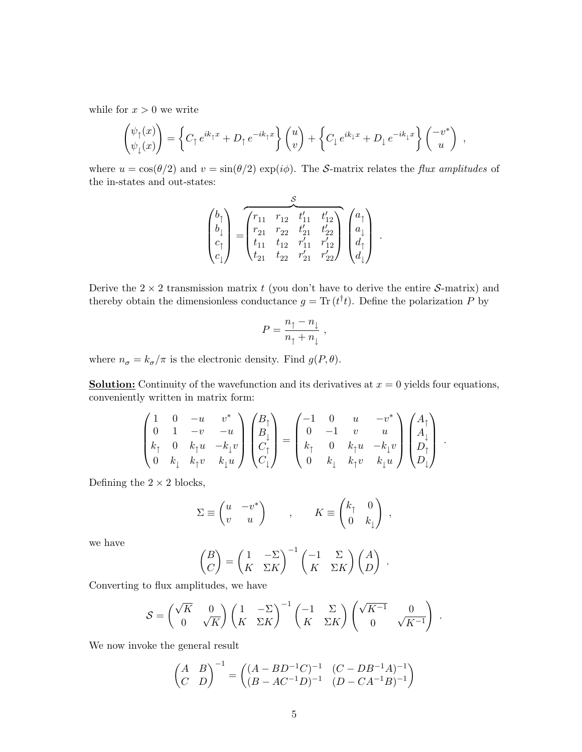while for $x > 0$ we write

$$
\begin{pmatrix} \psi_\uparrow(x) \\ \psi_\downarrow(x) \end{pmatrix} = \Big\{ C_\uparrow \, e^{ik_\uparrow x} + D_\uparrow \, e^{-ik_\uparrow x} \Big\} \begin{pmatrix} u \\ v \end{pmatrix} + \Big\{ C_\downarrow \, e^{ik_\downarrow x} + D_\downarrow \, e^{-ik_\downarrow x} \Big\} \begin{pmatrix} -v^* \\ u \end{pmatrix} \ ,
$$

where $u = \cos(\theta/2)$ and $v = \sin(\theta/2) \exp(i\phi)$. The $\mathcal{S}$-matrix relates the *flux amplitudes* of the in-states and out-states:

$$
\begin{pmatrix} b_\uparrow \\ b_\downarrow \\ c_\uparrow \\ c_\downarrow \end{pmatrix} = \overbrace{\begin{pmatrix} r_{11} & r_{12} & t'_{11} & t'_{12} \\ r_{21} & r_{22} & t'_{21} & t'_{22} \\ t_{11} & t_{12} & r'_{11} & r'_{12} \\ t_{21} & t_{22} & r'_{21} & r'_{22} \end{pmatrix}}^{\mathcal{S}} \begin{pmatrix} a_\uparrow \\ a_\downarrow \\ d_\uparrow \\ d_\downarrow \end{pmatrix} \ .
$$

Derive the $2 \times 2$ transmission matrix $t$ (you don't have to derive the entire $\mathcal{S}$-matrix) and thereby obtain the dimensionless conductance $g = \mathrm{Tr}\,(t^\dagger t)$. Define the polarization $P$ by

$$
P = \frac{n_\uparrow - n_\downarrow}{n_\uparrow + n_\downarrow} \ ,
$$

where $n_\sigma = k_\sigma / \pi$ is the electronic density. Find $g(P, \theta)$.

**Solution:** Continuity of the wavefunction and its derivatives at $x = 0$ yields four equations, conveniently written in matrix form:

$$
\begin{pmatrix} 1 & 0 & -u & v^* \\ 0 & 1 & -v & -u \\ k_\uparrow & 0 & k_\uparrow u & -k_\downarrow v \\ 0 & k_\downarrow & k_\uparrow v & k_\downarrow u \end{pmatrix} \begin{pmatrix} B_\uparrow \\ B_\downarrow \\ C_\uparrow \\ C_\downarrow \end{pmatrix} = \begin{pmatrix} -1 & 0 & u & -v^* \\ 0 & -1 & v & u \\ k_\uparrow & 0 & k_\uparrow u & -k_\downarrow v \\ 0 & k_\downarrow & k_\uparrow v & k_\downarrow u \end{pmatrix} \begin{pmatrix} A_\uparrow \\ A_\downarrow \\ D_\uparrow \\ D_\downarrow \end{pmatrix} \ .
$$

Defining the $2 \times 2$ blocks,

$$
\Sigma \equiv \begin{pmatrix} u & -v^* \\ v & u \end{pmatrix} \qquad , \qquad K \equiv \begin{pmatrix} k_\uparrow & 0 \\ 0 & k_\downarrow \end{pmatrix} \ ,
$$

we have

$$
\begin{pmatrix} B \\ C \end{pmatrix} = \begin{pmatrix} 1 & -\Sigma \\ K & \Sigma K \end{pmatrix}^{-1} \begin{pmatrix} -1 & \Sigma \\ K & \Sigma K \end{pmatrix} \begin{pmatrix} A \\ D \end{pmatrix} \ .
$$

Converting to flux amplitudes, we have

$$
\mathcal{S} = \begin{pmatrix} \sqrt{K} & 0 \\ 0 & \sqrt{K} \end{pmatrix} \begin{pmatrix} 1 & -\Sigma \\ K & \Sigma K \end{pmatrix}^{-1} \begin{pmatrix} -1 & \Sigma \\ K & \Sigma K \end{pmatrix} \begin{pmatrix} \sqrt{K^{-1}} & 0 \\ 0 & \sqrt{K^{-1}} \end{pmatrix} \ .
$$

We now invoke the general result

$$
\begin{pmatrix} A & B \\ C & D \end{pmatrix}^{-1} = \begin{pmatrix} (A - BD^{-1}C)^{-1} & (C - DB^{-1}A)^{-1} \\ (B - AC^{-1}D)^{-1} & (D - CA^{-1}B)^{-1} \end{pmatrix}
$$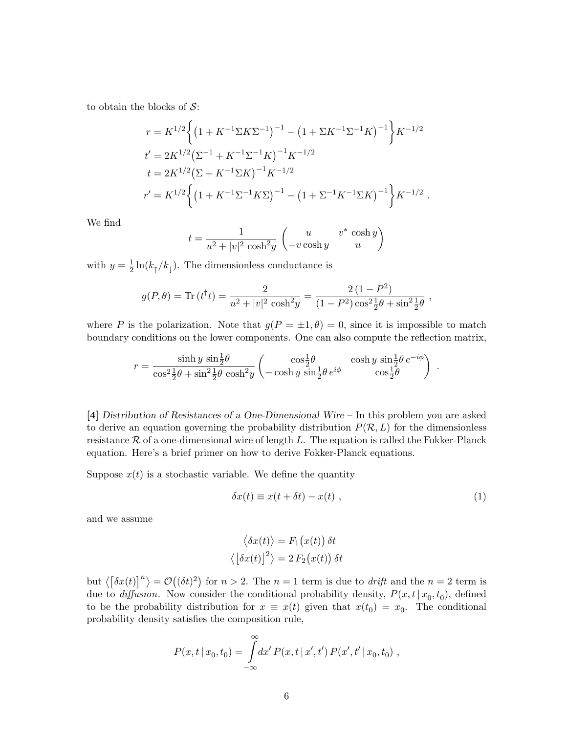to obtain the blocks of $\mathcal{S}$:

$$
\begin{aligned}
r &= K^{1/2}\Big\{\big(1+K^{-1}\Sigma K\Sigma^{-1}\big)^{-1} - \big(1+\Sigma K^{-1}\Sigma^{-1}K\big)^{-1}\Big\}K^{-1/2} \\
t' &= 2K^{1/2}\big(\Sigma^{-1}+K^{-1}\Sigma^{-1}K\big)^{-1}K^{-1/2} \\
t &= 2K^{1/2}\big(\Sigma+K^{-1}\Sigma K\big)^{-1}K^{-1/2} \\
r' &= K^{1/2}\Big\{\big(1+K^{-1}\Sigma^{-1}K\Sigma\big)^{-1} - \big(1+\Sigma^{-1}K^{-1}\Sigma K\big)^{-1}\Big\}K^{-1/2} \ .
\end{aligned}
$$

We find

$$
t = \frac{1}{u^2+|v|^2\cosh^2\!y}\begin{pmatrix} u & v^*\cosh y \\ -v\cosh y & u \end{pmatrix}
$$

with $y=\frac{1}{2}\ln(k_\uparrow/k_\downarrow)$. The dimensionless conductance is

$$
g(P,\theta) = \text{Tr}\,(t^\dagger t) = \frac{2}{u^2+|v|^2\cosh^2\!y} = \frac{2\,(1-P^2)}{(1-P^2)\cos^2\frac{1}{2}\theta+\sin^2\frac{1}{2}\theta} \ ,
$$

where $P$ is the polarization. Note that $g(P=\pm 1,\theta)=0$, since it is impossible to match boundary conditions on the lower components. One can also compute the reflection matrix,

$$
r = \frac{\sinh y\,\sin\frac{1}{2}\theta}{\cos^2\frac{1}{2}\theta+\sin^2\frac{1}{2}\theta\,\cosh^2\!y}\begin{pmatrix} \cos\frac{1}{2}\theta & \cosh y\,\sin\frac{1}{2}\theta\,e^{-i\phi} \\ -\cosh y\,\sin\frac{1}{2}\theta\,e^{i\phi} & \cos\frac{1}{2}\theta \end{pmatrix} \ .
$$

**[4]** *Distribution of Resistances of a One-Dimensional Wire* – In this problem you are asked to derive an equation governing the probability distribution $P(\mathcal{R},L)$ for the dimensionless resistance $\mathcal{R}$ of a one-dimensional wire of length $L$. The equation is called the Fokker-Planck equation. Here's a brief primer on how to derive Fokker-Planck equations.

Suppose $x(t)$ is a stochastic variable. We define the quantity

$$
\delta x(t) \equiv x(t+\delta t) - x(t) \ , \tag{1}
$$

and we assume

$$
\begin{aligned}
\big\langle \delta x(t)\big\rangle &= F_1\big(x(t)\big)\,\delta t \\
\big\langle \big[\delta x(t)\big]^2\big\rangle &= 2\,F_2\big(x(t)\big)\,\delta t
\end{aligned}
$$

but $\big\langle\big[\delta x(t)\big]^n\big\rangle = \mathcal{O}\big((\delta t)^2\big)$ for $n>2$. The $n=1$ term is due to *drift* and the $n=2$ term is due to *diffusion*. Now consider the conditional probability density, $P(x,t\,|\,x_0,t_0)$, defined to be the probability distribution for $x\equiv x(t)$ given that $x(t_0)=x_0$. The conditional probability density satisfies the composition rule,

$$
P(x,t\,|\,x_0,t_0) = \int\limits_{-\infty}^{\infty}\!dx'\,P(x,t\,|\,x',t')\,P(x',t'\,|\,x_0,t_0) \ ,
$$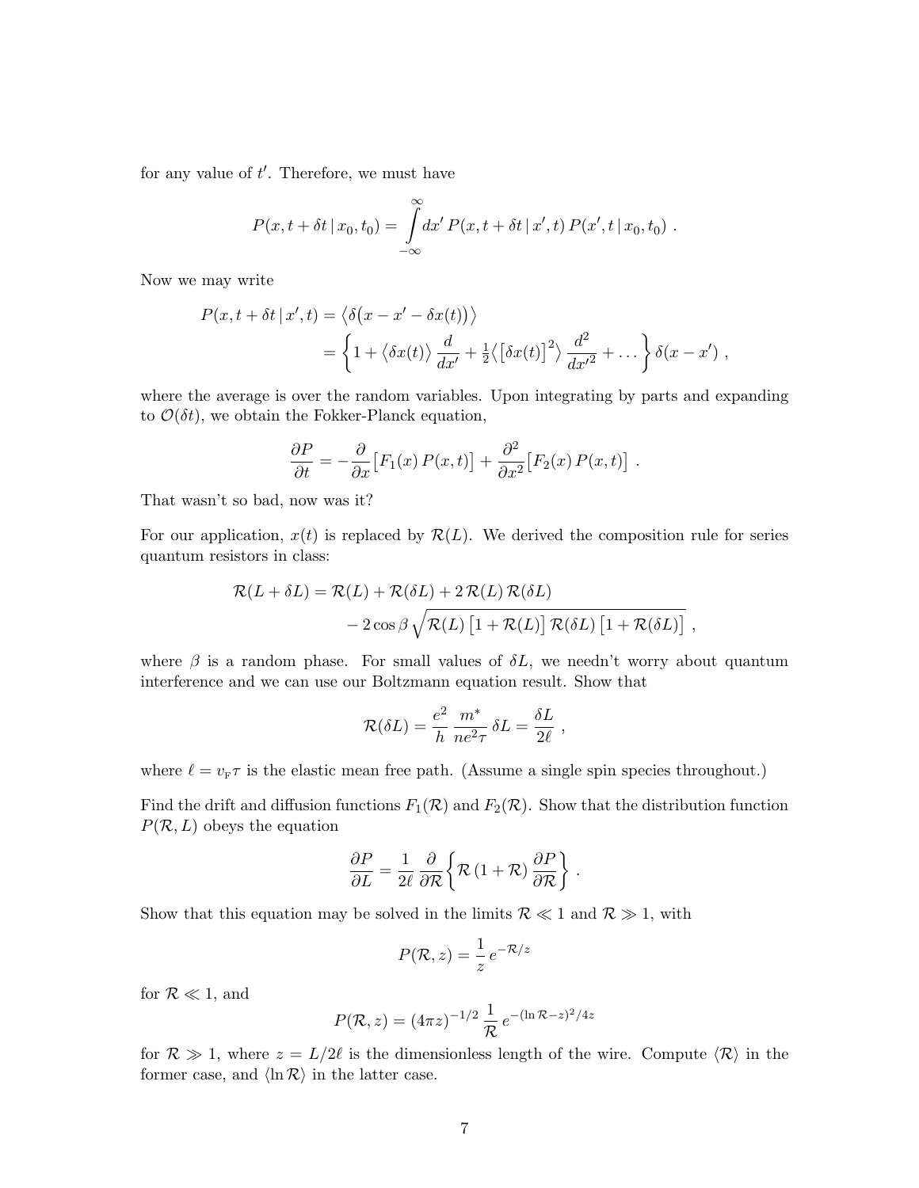for any value of $t'$. Therefore, we must have

$$
P(x, t + \delta t \,|\, x_0, t_0) = \int\limits_{-\infty}^{\infty} dx' \, P(x, t + \delta t \,|\, x', t) \, P(x', t \,|\, x_0, t_0) \ .
$$

Now we may write

$$
\begin{aligned}
P(x, t + \delta t \,|\, x', t) &= \big\langle \delta\big(x - x' - \delta x(t)\big) \big\rangle \\
&= \left\{ 1 + \big\langle \delta x(t) \big\rangle \frac{d}{dx'} + \tfrac{1}{2} \big\langle \big[\delta x(t)\big]^2 \big\rangle \frac{d^2}{dx'^2} + \ldots \right\} \delta(x - x') \ ,
\end{aligned}
$$

where the average is over the random variables. Upon integrating by parts and expanding to $\mathcal{O}(\delta t)$, we obtain the Fokker-Planck equation,

$$
\frac{\partial P}{\partial t} = -\frac{\partial}{\partial x} \big[ F_1(x) \, P(x,t) \big] + \frac{\partial^2}{\partial x^2} \big[ F_2(x) \, P(x,t) \big] \ .
$$

That wasn't so bad, now was it?

For our application, $x(t)$ is replaced by $\mathcal{R}(L)$. We derived the composition rule for series quantum resistors in class:

$$
\begin{aligned}
\mathcal{R}(L + \delta L) &= \mathcal{R}(L) + \mathcal{R}(\delta L) + 2\, \mathcal{R}(L) \, \mathcal{R}(\delta L) \\
&\qquad - 2 \cos\beta \sqrt{\mathcal{R}(L) \big[1 + \mathcal{R}(L)\big] \, \mathcal{R}(\delta L) \big[1 + \mathcal{R}(\delta L)\big]} \ ,
\end{aligned}
$$

where $\beta$ is a random phase. For small values of $\delta L$, we needn't worry about quantum interference and we can use our Boltzmann equation result. Show that

$$
\mathcal{R}(\delta L) = \frac{e^2}{h} \, \frac{m^*}{ne^2\tau} \, \delta L = \frac{\delta L}{2\ell} \ ,
$$

where $\ell = v_{\rm F} \tau$ is the elastic mean free path. (Assume a single spin species throughout.)

Find the drift and diffusion functions $F_1(\mathcal{R})$ and $F_2(\mathcal{R})$. Show that the distribution function $P(\mathcal{R}, L)$ obeys the equation

$$
\frac{\partial P}{\partial L} = \frac{1}{2\ell} \, \frac{\partial}{\partial \mathcal{R}} \left\{ \mathcal{R} \, (1 + \mathcal{R}) \, \frac{\partial P}{\partial \mathcal{R}} \right\} \ .
$$

Show that this equation may be solved in the limits $\mathcal{R} \ll 1$ and $\mathcal{R} \gg 1$, with

$$
P(\mathcal{R}, z) = \frac{1}{z} \, e^{-\mathcal{R}/z}
$$

for $\mathcal{R} \ll 1$, and

$$
P(\mathcal{R}, z) = (4\pi z)^{-1/2} \, \frac{1}{\mathcal{R}} \, e^{-(\ln \mathcal{R} - z)^2/4z}
$$

for $\mathcal{R} \gg 1$, where $z = L/2\ell$ is the dimensionless length of the wire. Compute $\langle \mathcal{R} \rangle$ in the former case, and $\langle \ln \mathcal{R} \rangle$ in the latter case.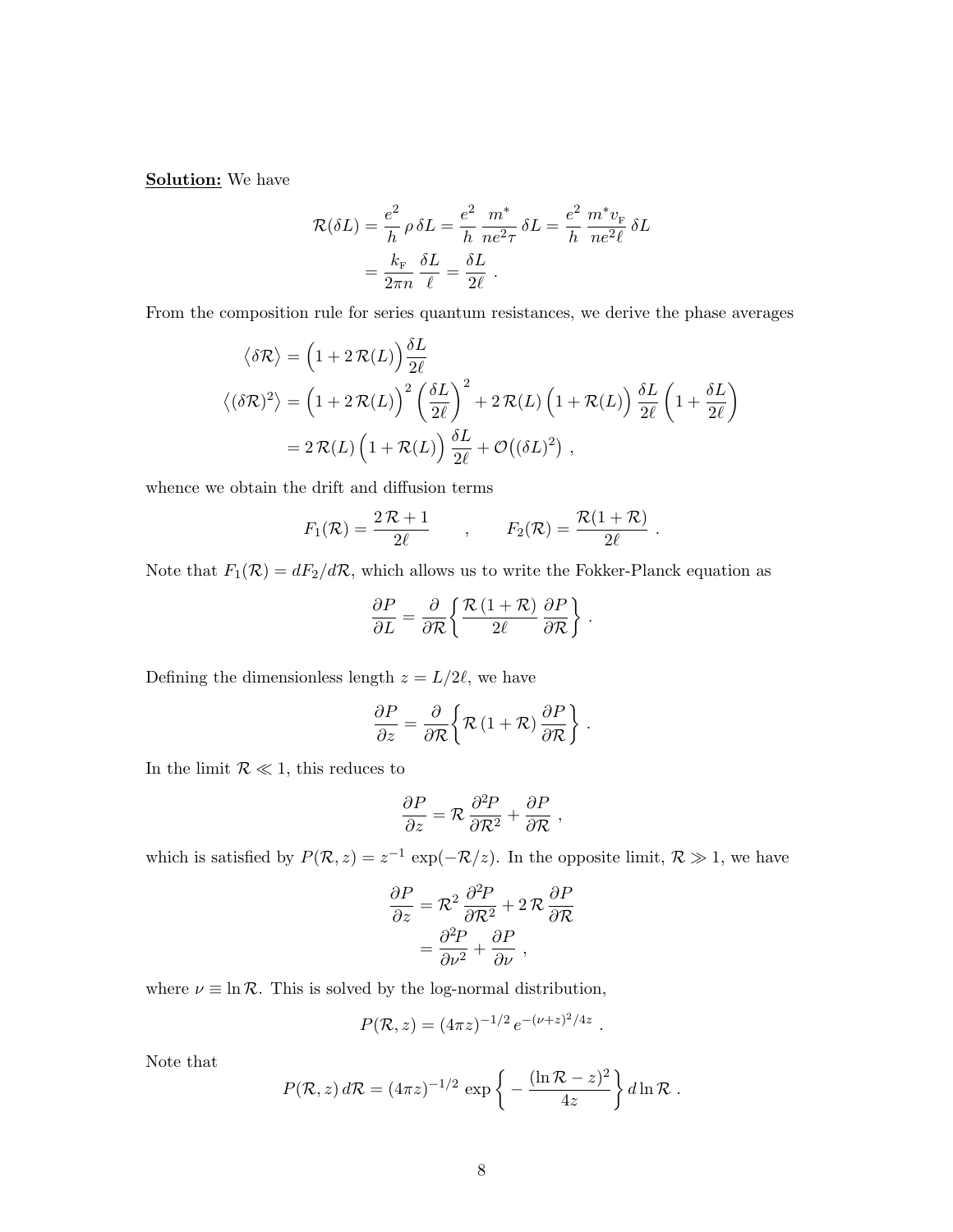**Solution:** We have

$$
\begin{aligned}
\mathcal{R}(\delta L) &= \frac{e^2}{h}\,\rho\,\delta L = \frac{e^2}{h}\,\frac{m^*}{ne^2\tau}\,\delta L = \frac{e^2}{h}\,\frac{m^* v_{\rm F}}{ne^2\ell}\,\delta L \\
&= \frac{k_{\rm F}}{2\pi n}\,\frac{\delta L}{\ell} = \frac{\delta L}{2\ell}\ .
\end{aligned}
$$

From the composition rule for series quantum resistances, we derive the phase averages

$$
\begin{aligned}
\big\langle \delta\mathcal{R}\big\rangle &= \Big(1 + 2\,\mathcal{R}(L)\Big)\,\frac{\delta L}{2\ell} \\
\big\langle (\delta\mathcal{R})^2\big\rangle &= \Big(1 + 2\,\mathcal{R}(L)\Big)^2\left(\frac{\delta L}{2\ell}\right)^2 + 2\,\mathcal{R}(L)\,\Big(1 + \mathcal{R}(L)\Big)\,\frac{\delta L}{2\ell}\left(1 + \frac{\delta L}{2\ell}\right) \\
&= 2\,\mathcal{R}(L)\,\Big(1 + \mathcal{R}(L)\Big)\,\frac{\delta L}{2\ell} + \mathcal{O}\big((\delta L)^2\big)\ ,
\end{aligned}
$$

whence we obtain the drift and diffusion terms

$$
F_1(\mathcal{R}) = \frac{2\,\mathcal{R} + 1}{2\ell} \qquad , \qquad F_2(\mathcal{R}) = \frac{\mathcal{R}(1+\mathcal{R})}{2\ell}\ .
$$

Note that $F_1(\mathcal{R}) = dF_2/d\mathcal{R}$, which allows us to write the Fokker-Planck equation as

$$
\frac{\partial P}{\partial L} = \frac{\partial}{\partial \mathcal{R}}\left\{\frac{\mathcal{R}\,(1+\mathcal{R})}{2\ell}\,\frac{\partial P}{\partial \mathcal{R}}\right\}\ .
$$

Defining the dimensionless length $z = L/2\ell$, we have

$$
\frac{\partial P}{\partial z} = \frac{\partial}{\partial \mathcal{R}}\left\{\mathcal{R}\,(1+\mathcal{R})\,\frac{\partial P}{\partial \mathcal{R}}\right\}\ .
$$

In the limit $\mathcal{R} \ll 1$, this reduces to

$$
\frac{\partial P}{\partial z} = \mathcal{R}\,\frac{\partial^2 P}{\partial \mathcal{R}^2} + \frac{\partial P}{\partial \mathcal{R}}\ ,
$$

which is satisfied by $P(\mathcal{R}, z) = z^{-1}\,\exp(-\mathcal{R}/z)$. In the opposite limit, $\mathcal{R} \gg 1$, we have

$$
\begin{aligned}
\frac{\partial P}{\partial z} &= \mathcal{R}^2\,\frac{\partial^2 P}{\partial \mathcal{R}^2} + 2\,\mathcal{R}\,\frac{\partial P}{\partial \mathcal{R}} \\
&= \frac{\partial^2 P}{\partial \nu^2} + \frac{\partial P}{\partial \nu}\ ,
\end{aligned}
$$

where $\nu \equiv \ln \mathcal{R}$. This is solved by the log-normal distribution,

$$
P(\mathcal{R}, z) = (4\pi z)^{-1/2}\,e^{-(\nu+z)^2/4z}\ .
$$

Note that

$$
P(\mathcal{R}, z)\,d\mathcal{R} = (4\pi z)^{-1/2}\,\exp\left\{-\frac{(\ln\mathcal{R} - z)^2}{4z}\right\}\,d\ln\mathcal{R}\ .
$$